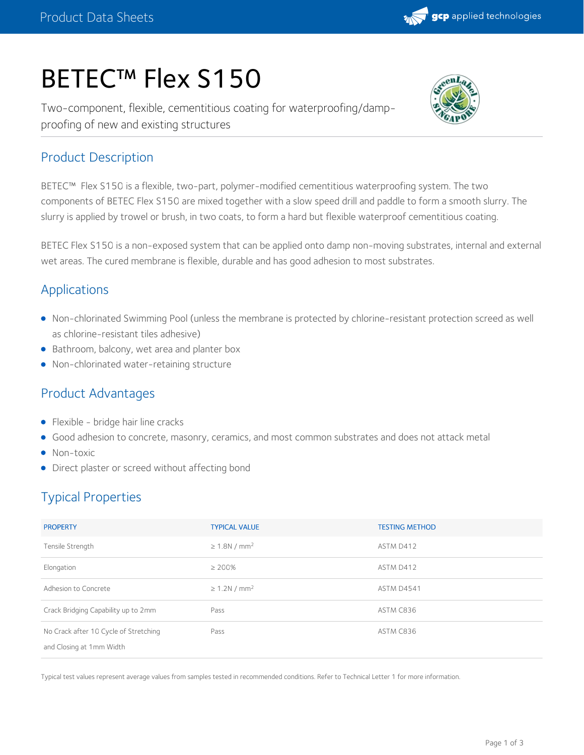# BETEC™ Flex S150

Two-component, flexible, cementitious coating for waterproofing/damp-proofing of new and existing structures

## Product Description

BETEC™ Flex S150 is a flexible, two-part, polymer-modified cementitious waterproofing system. The two components of BETEC Flex S150 are mixed together with a slow speed drill and paddle to form a smooth slurry. The slurry is applied by trowel or brush, in two coats, to form a hard but flexible waterproof cementitious coating.

BETEC Flex S150 is a non-exposed system that can be applied onto damp non-moving substrates, internal and external wet areas. The cured membrane is flexible, durable and has good adhesion to most substrates.

## Applications

- Non-chlorinated Swimming Pool (unless the membrane is protected by chlorine-resistant protection screed as well as chlorine-resistant tiles adhesive)
- Bathroom, balcony, wet area and planter box
- Non-chlorinated water-retaining structure

## Product Advantages

- Flexible - bridge hair line cracks
- Good adhesion to concrete, masonry, ceramics, and most common substrates and does not attack metal
- Non-toxic
- Direct plaster or screed without affecting bond

## Typical Properties

| PROPERTY | TYPICAL VALUE | TESTING METHOD |
|---|---|---|
| Tensile Strength | ≥ 1.8N / $mm^2$ | ASTM D412 |
| Elongation | ≥ 200% | ASTM D412 |
| Adhesion to Concrete | ≥ 1.2N / $mm^2$ | ASTM D4541 |
| Crack Bridging Capability up to 2mm | Pass | ASTM C836 |
| No Crack after 10 Cycle of Stretching and Closing at 1mm Width | Pass | ASTM C836 |

Typical test values represent average values from samples tested in recommended conditions. Refer to Technical Letter 1 for more information.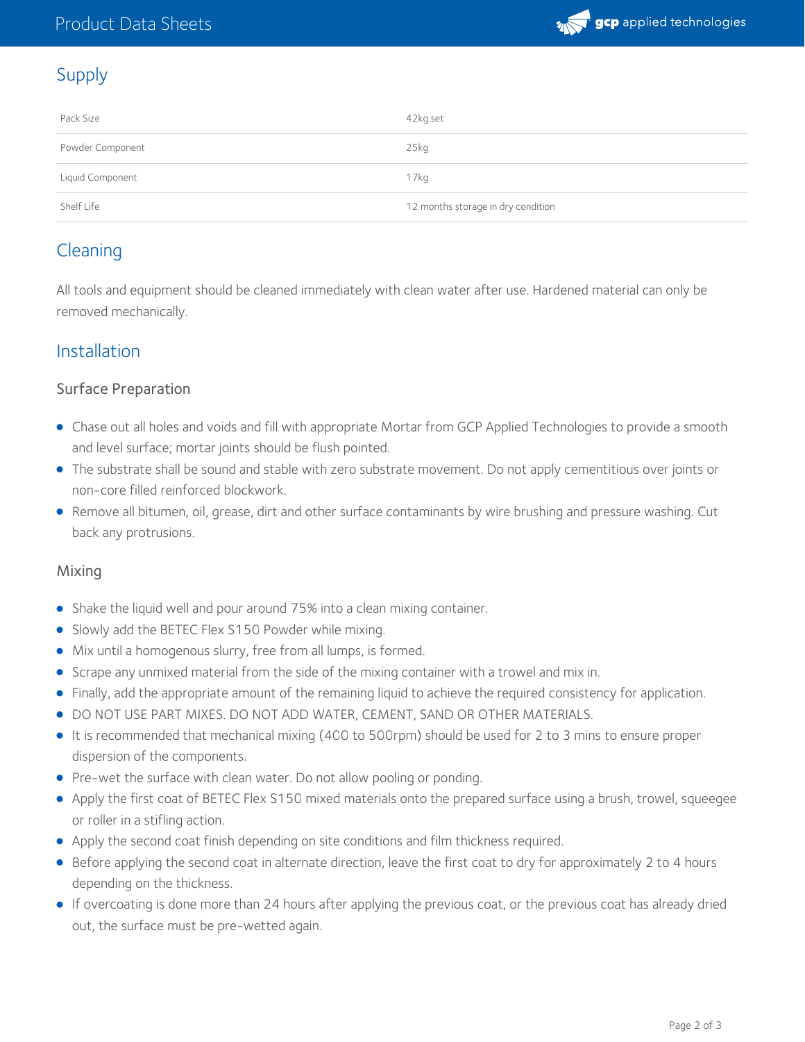## Supply

| | |
|---|---|
| Pack Size | 42kg set |
| Powder Component | 25kg |
| Liquid Component | 17kg |
| Shelf Life | 12 months storage in dry condition |

## Cleaning

All tools and equipment should be cleaned immediately with clean water after use. Hardened material can only be removed mechanically.

## Installation

### Surface Preparation

- Chase out all holes and voids and fill with appropriate Mortar from GCP Applied Technologies to provide a smooth and level surface; mortar joints should be flush pointed.
- The substrate shall be sound and stable with zero substrate movement. Do not apply cementitious over joints or non-core filled reinforced blockwork.
- Remove all bitumen, oil, grease, dirt and other surface contaminants by wire brushing and pressure washing. Cut back any protrusions.

### Mixing

- Shake the liquid well and pour around 75% into a clean mixing container.
- Slowly add the BETEC Flex S150 Powder while mixing.
- Mix until a homogenous slurry, free from all lumps, is formed.
- Scrape any unmixed material from the side of the mixing container with a trowel and mix in.
- Finally, add the appropriate amount of the remaining liquid to achieve the required consistency for application.
- DO NOT USE PART MIXES. DO NOT ADD WATER, CEMENT, SAND OR OTHER MATERIALS.
- It is recommended that mechanical mixing (400 to 500rpm) should be used for 2 to 3 mins to ensure proper dispersion of the components.
- Pre-wet the surface with clean water. Do not allow pooling or ponding.
- Apply the first coat of BETEC Flex S150 mixed materials onto the prepared surface using a brush, trowel, squeegee or roller in a stifling action.
- Apply the second coat finish depending on site conditions and film thickness required.
- Before applying the second coat in alternate direction, leave the first coat to dry for approximately 2 to 4 hours depending on the thickness.
- If overcoating is done more than 24 hours after applying the previous coat, or the previous coat has already dried out, the surface must be pre-wetted again.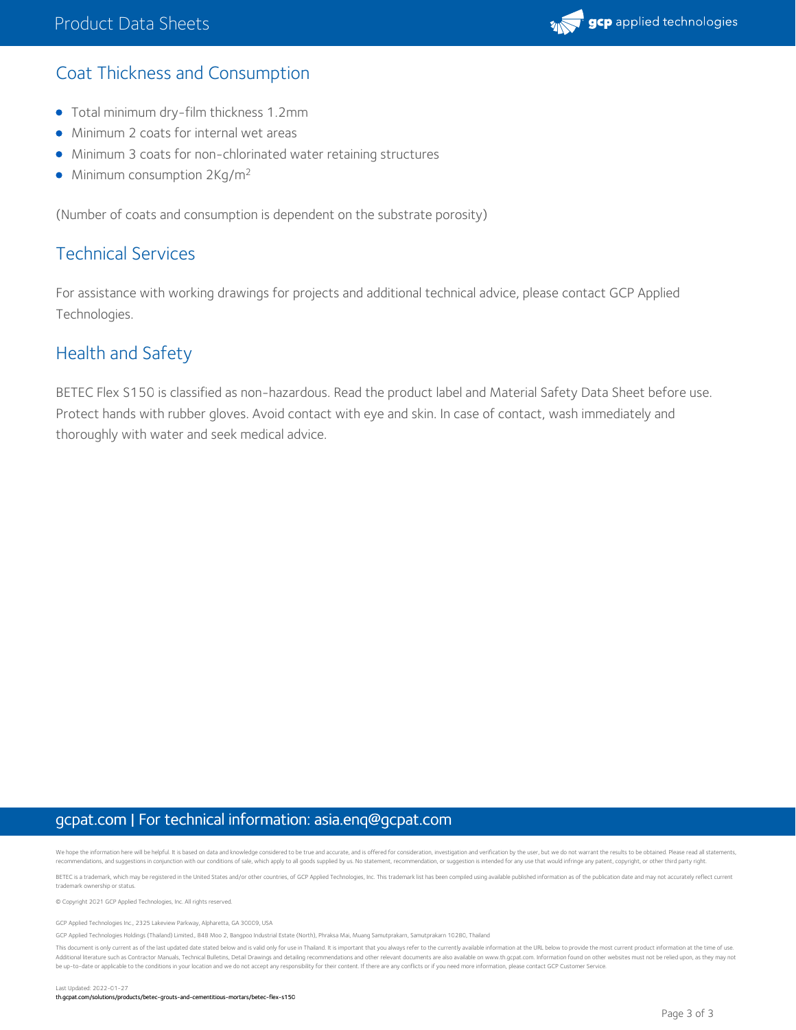## Coat Thickness and Consumption

- Total minimum dry-film thickness 1.2mm
- Minimum 2 coats for internal wet areas
- Minimum 3 coats for non-chlorinated water retaining structures
- Minimum consumption 2Kg/$m^2$

(Number of coats and consumption is dependent on the substrate porosity)

## Technical Services

For assistance with working drawings for projects and additional technical advice, please contact GCP Applied Technologies.

## Health and Safety

BETEC Flex S150 is classified as non-hazardous. Read the product label and Material Safety Data Sheet before use. Protect hands with rubber gloves. Avoid contact with eye and skin. In case of contact, wash immediately and thoroughly with water and seek medical advice.

gcpat.com | For technical information: asia.enq@gcpat.com

We hope the information here will be helpful. It is based on data and knowledge considered to be true and accurate, and is offered for consideration, investigation and verification by the user, but we do not warrant the results to be obtained. Please read all statements, recommendations, and suggestions in conjunction with our conditions of sale, which apply to all goods supplied by us. No statement, recommendation, or suggestion is intended for any use that would infringe any patent, copyright, or other third party right.

BETEC is a trademark, which may be registered in the United States and/or other countries, of GCP Applied Technologies, Inc. This trademark list has been compiled using available published information as of the publication date and may not accurately reflect current trademark ownership or status.

© Copyright 2021 GCP Applied Technologies, Inc. All rights reserved.

GCP Applied Technologies Inc., 2325 Lakeview Parkway, Alpharetta, GA 30009, USA

GCP Applied Technologies Holdings (Thailand) Limited., 848 Moo 2, Bangpoo Industrial Estate (North), Phraksa Mai, Muang Samutprakarn, Samutprakarn 10280, Thailand

This document is only current as of the last updated date stated below and is valid only for use in Thailand. It is important that you always refer to the currently available information at the URL below to provide the most current product information at the time of use. Additional literature such as Contractor Manuals, Technical Bulletins, Detail Drawings and detailing recommendations and other relevant documents are also available on www.th.gcpat.com. Information found on other websites must not be relied upon, as they may not be up-to-date or applicable to the conditions in your location and we do not accept any responsibility for their content. If there are any conflicts or if you need more information, please contact GCP Customer Service.

Last Updated: 2022-01-27
th.gcpat.com/solutions/products/betec-grouts-and-cementitious-mortars/betec-flex-s150